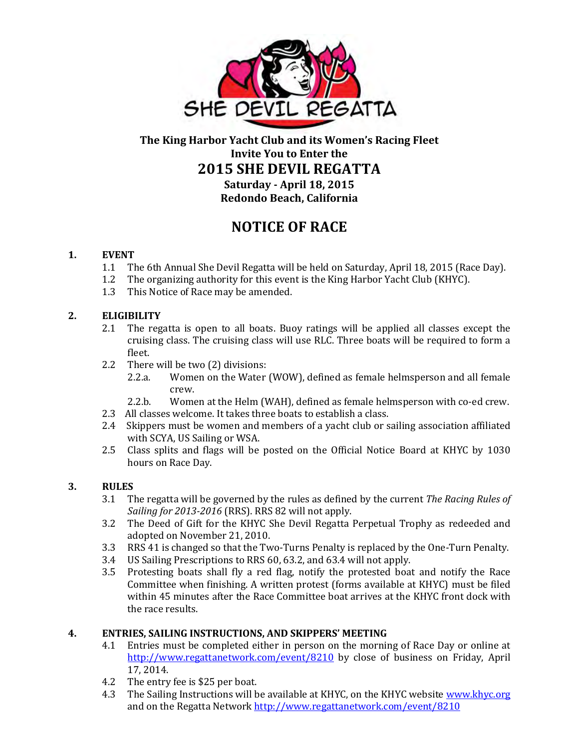SHE DEVIL REGATTA

**The King Harbor Yacht Club and its Women's Racing Fleet**
**Invite You to Enter the**

# 2015 SHE DEVIL REGATTA

**Saturday - April 18, 2015**
**Redondo Beach, California**

# NOTICE OF RACE

## 1. EVENT

1.1 The 6th Annual She Devil Regatta will be held on Saturday, April 18, 2015 (Race Day).

1.2 The organizing authority for this event is the King Harbor Yacht Club (KHYC).

1.3 This Notice of Race may be amended.

## 2. ELIGIBILITY

2.1 The regatta is open to all boats. Buoy ratings will be applied all classes except the cruising class. The cruising class will use RLC. Three boats will be required to form a fleet.

2.2 There will be two (2) divisions:

- 2.2.a. Women on the Water (WOW), defined as female helmsperson and all female crew.
- 2.2.b. Women at the Helm (WAH), defined as female helmsperson with co-ed crew.

2.3 All classes welcome. It takes three boats to establish a class.

2.4 Skippers must be women and members of a yacht club or sailing association affiliated with SCYA, US Sailing or WSA.

2.5 Class splits and flags will be posted on the Official Notice Board at KHYC by 1030 hours on Race Day.

## 3. RULES

3.1 The regatta will be governed by the rules as defined by the current *The Racing Rules of Sailing for 2013-2016* (RRS). RRS 82 will not apply.

3.2 The Deed of Gift for the KHYC She Devil Regatta Perpetual Trophy as redeeded and adopted on November 21, 2010.

3.3 RRS 41 is changed so that the Two-Turns Penalty is replaced by the One-Turn Penalty.

3.4 US Sailing Prescriptions to RRS 60, 63.2, and 63.4 will not apply.

3.5 Protesting boats shall fly a red flag, notify the protested boat and notify the Race Committee when finishing. A written protest (forms available at KHYC) must be filed within 45 minutes after the Race Committee boat arrives at the KHYC front dock with the race results.

## 4. ENTRIES, SAILING INSTRUCTIONS, AND SKIPPERS' MEETING

4.1 Entries must be completed either in person on the morning of Race Day or online at http://www.regattanetwork.com/event/8210 by close of business on Friday, April 17, 2014.

4.2 The entry fee is $25 per boat.

4.3 The Sailing Instructions will be available at KHYC, on the KHYC website www.khyc.org and on the Regatta Network http://www.regattanetwork.com/event/8210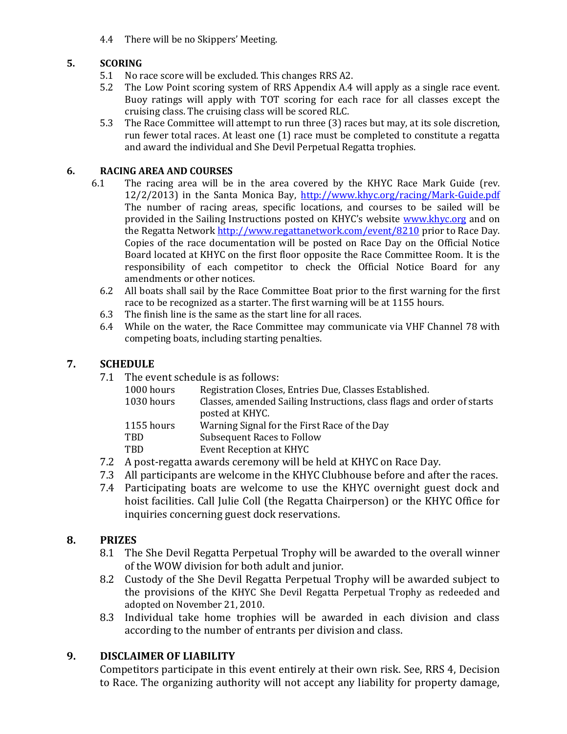4.4 There will be no Skippers' Meeting.

## 5. SCORING

5.1 No race score will be excluded. This changes RRS A2.

5.2 The Low Point scoring system of RRS Appendix A.4 will apply as a single race event. Buoy ratings will apply with TOT scoring for each race for all classes except the cruising class. The cruising class will be scored RLC.

5.3 The Race Committee will attempt to run three (3) races but may, at its sole discretion, run fewer total races. At least one (1) race must be completed to constitute a regatta and award the individual and She Devil Perpetual Regatta trophies.

## 6. RACING AREA AND COURSES

6.1 The racing area will be in the area covered by the KHYC Race Mark Guide (rev. 12/2/2013) in the Santa Monica Bay, http://www.khyc.org/racing/Mark-Guide.pdf The number of racing areas, specific locations, and courses to be sailed will be provided in the Sailing Instructions posted on KHYC's website www.khyc.org and on the Regatta Network http://www.regattanetwork.com/event/8210 prior to Race Day. Copies of the race documentation will be posted on Race Day on the Official Notice Board located at KHYC on the first floor opposite the Race Committee Room. It is the responsibility of each competitor to check the Official Notice Board for any amendments or other notices.

6.2 All boats shall sail by the Race Committee Boat prior to the first warning for the first race to be recognized as a starter. The first warning will be at 1155 hours.

6.3 The finish line is the same as the start line for all races.

6.4 While on the water, the Race Committee may communicate via VHF Channel 78 with competing boats, including starting penalties.

## 7. SCHEDULE

7.1 The event schedule is as follows:

| | |
|---|---|
| 1000 hours | Registration Closes, Entries Due, Classes Established. |
| 1030 hours | Classes, amended Sailing Instructions, class flags and order of starts posted at KHYC. |
| 1155 hours | Warning Signal for the First Race of the Day |
| TBD | Subsequent Races to Follow |
| TBD | Event Reception at KHYC |

7.2 A post-regatta awards ceremony will be held at KHYC on Race Day.

7.3 All participants are welcome in the KHYC Clubhouse before and after the races.

7.4 Participating boats are welcome to use the KHYC overnight guest dock and hoist facilities. Call Julie Coll (the Regatta Chairperson) or the KHYC Office for inquiries concerning guest dock reservations.

## 8. PRIZES

8.1 The She Devil Regatta Perpetual Trophy will be awarded to the overall winner of the WOW division for both adult and junior.

8.2 Custody of the She Devil Regatta Perpetual Trophy will be awarded subject to the provisions of the KHYC She Devil Regatta Perpetual Trophy as redeeded and adopted on November 21, 2010.

8.3 Individual take home trophies will be awarded in each division and class according to the number of entrants per division and class.

## 9. DISCLAIMER OF LIABILITY

Competitors participate in this event entirely at their own risk. See, RRS 4, Decision to Race. The organizing authority will not accept any liability for property damage,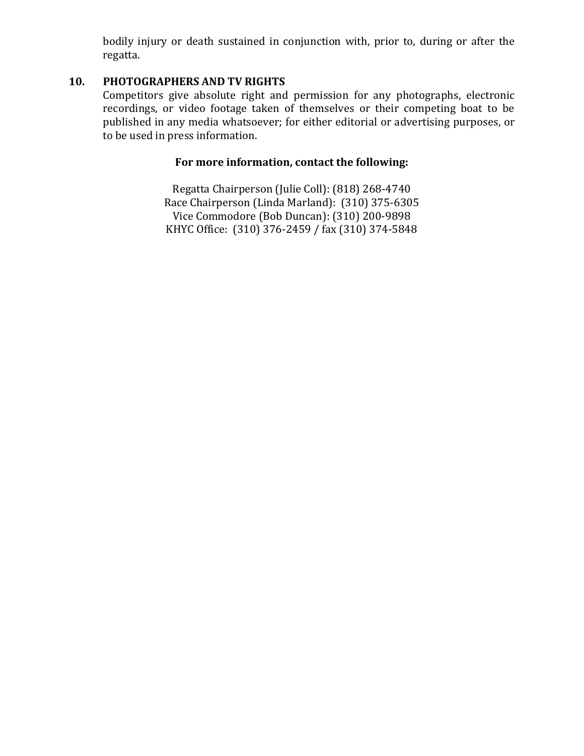bodily injury or death sustained in conjunction with, prior to, during or after the regatta.

## 10. PHOTOGRAPHERS AND TV RIGHTS

Competitors give absolute right and permission for any photographs, electronic recordings, or video footage taken of themselves or their competing boat to be published in any media whatsoever; for either editorial or advertising purposes, or to be used in press information.

**For more information, contact the following:**

Regatta Chairperson (Julie Coll): (818) 268-4740
Race Chairperson (Linda Marland): (310) 375-6305
Vice Commodore (Bob Duncan): (310) 200-9898
KHYC Office: (310) 376-2459 / fax (310) 374-5848